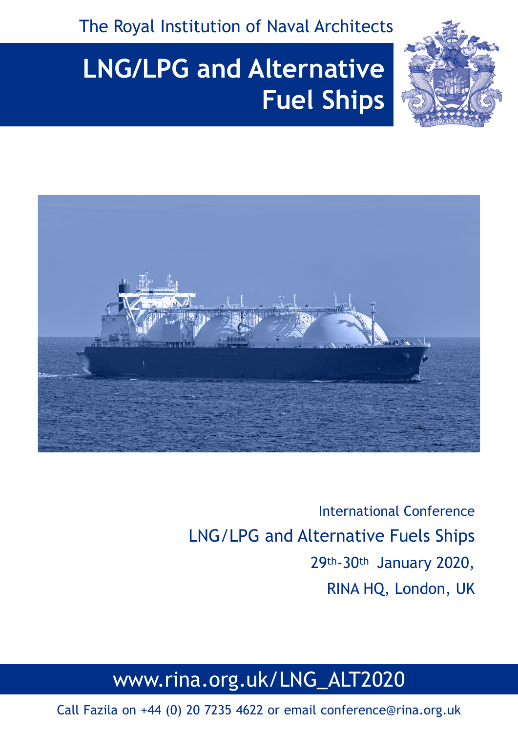The Royal Institution of Naval Architects

# LNG/LPG and Alternative Fuel Ships

International Conference

LNG/LPG and Alternative Fuels Ships

29th-30th January 2020,

RINA HQ, London, UK

www.rina.org.uk/LNG_ALT2020

Call Fazila on +44 (0) 20 7235 4622 or email conference@rina.org.uk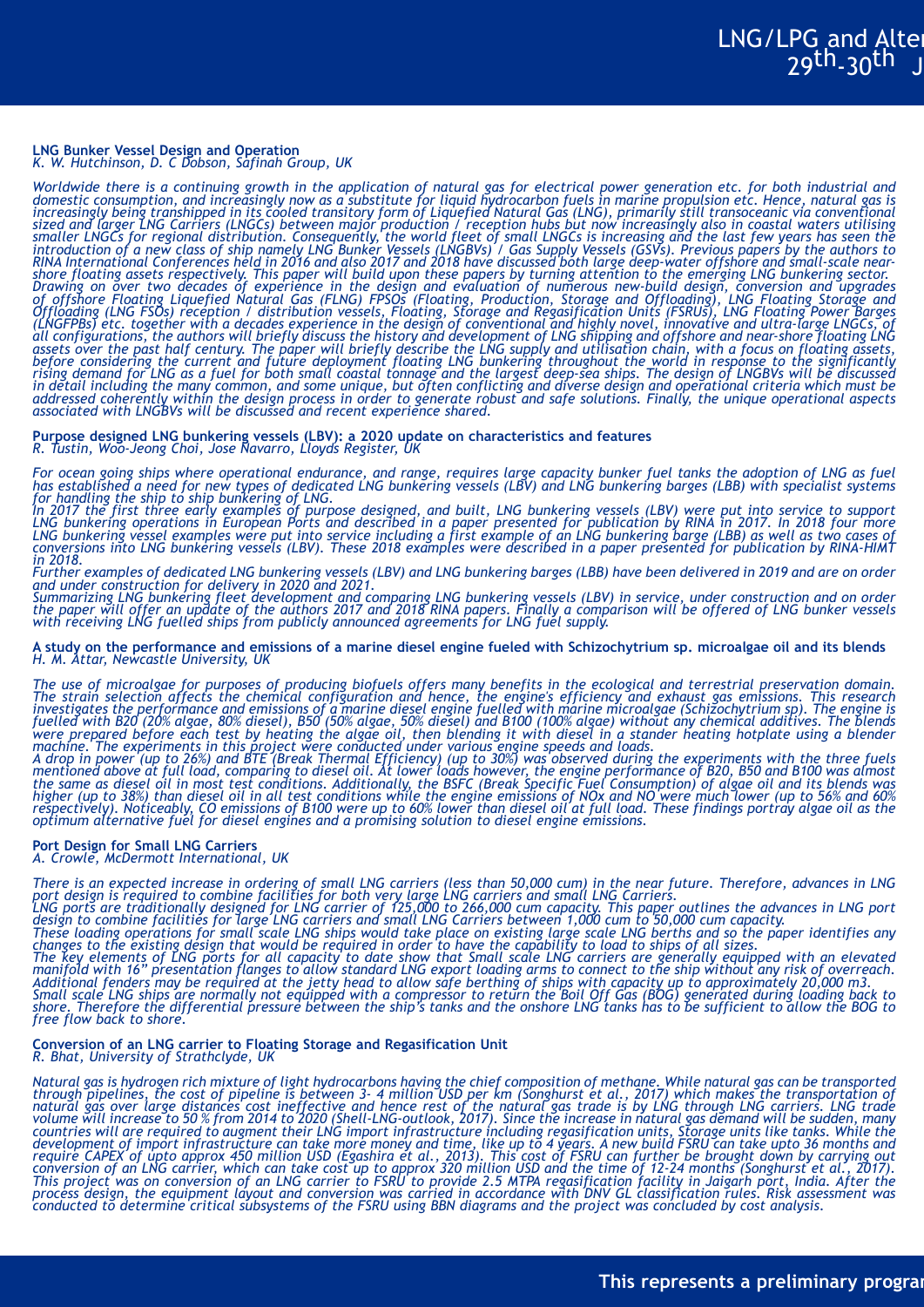**LNG Bunker Vessel Design and Operation**
*K. W. Hutchinson, D. C Dobson, Safinah Group, UK*

*Worldwide there is a continuing growth in the application of natural gas for electrical power generation etc. for both industrial and domestic consumption, and increasingly now as a substitute for liquid hydrocarbon fuels in marine propulsion etc. Hence, natural gas is increasingly being transhipped in its cooled transitory form of Liquefied Natural Gas (LNG), primarily still transoceanic via conventional sized and larger LNG Carriers (LNGCs) between major production / reception hubs but now increasingly also in coastal waters utilising smaller LNGCs for regional distribution. Consequently, the world fleet of small LNGCs is increasing and the last few years has seen the introduction of a new class of ship namely LNG Bunker Vessels (LNGBVs) / Gas Supply Vessels (GSVs). Previous papers by the authors to RINA International Conferences held in 2016 and also 2017 and 2018 have discussed both large deep-water offshore and small-scale near-shore floating assets respectively. This paper will build upon these papers by turning attention to the emerging LNG bunkering sector.*
*Drawing on over two decades of experience in the design and evaluation of numerous new-build design, conversion and upgrades of offshore Floating Liquefied Natural Gas (FLNG) FPSOs (Floating, Production, Storage and Offloading), LNG Floating Storage and Offloading (LNG FSOs) reception / distribution vessels, Floating, Storage and Regasification Units (FSRUs), LNG Floating Power Barges (LNGFPBs) etc. together with a decades experience in the design of conventional and highly novel, innovative and ultra-large LNGCs, of all configurations, the authors will briefly discuss the history and development of LNG shipping and offshore and near-shore floating LNG assets over the past half century. The paper will briefly describe the LNG supply and utilisation chain, with a focus on floating assets, before considering the current and future deployment floating LNG bunkering throughout the world in response to the significantly rising demand for LNG as a fuel for both small coastal tonnage and the largest deep-sea ships. The design of LNGBVs will be discussed in detail including the many common, and some unique, but often conflicting and diverse design and operational criteria which must be addressed coherently within the design process in order to generate robust and safe solutions. Finally, the unique operational aspects associated with LNGBVs will be discussed and recent experience shared.*

**Purpose designed LNG bunkering vessels (LBV): a 2020 update on characteristics and features**
*R. Tustin, Woo-Jeong Choi, Jose Navarro, Lloyds Register, UK*

*For ocean going ships where operational endurance, and range, requires large capacity bunker fuel tanks the adoption of LNG as fuel has established a need for new types of dedicated LNG bunkering vessels (LBV) and LNG bunkering barges (LBB) with specialist systems for handling the ship to ship bunkering of LNG.*
*In 2017 the first three early examples of purpose designed, and built, LNG bunkering vessels (LBV) were put into service to support LNG bunkering operations in European Ports and described in a paper presented for publication by RINA in 2017. In 2018 four more LNG bunkering vessel examples were put into service including a first example of an LNG bunkering barge (LBB) as well as two cases of conversions into LNG bunkering vessels (LBV). These 2018 examples were described in a paper presented for publication by RINA-HIMT in 2018.*
*Further examples of dedicated LNG bunkering vessels (LBV) and LNG bunkering barges (LBB) have been delivered in 2019 and are on order and under construction for delivery in 2020 and 2021.*
*Summarizing LNG bunkering fleet development and comparing LNG bunkering vessels (LBV) in service, under construction and on order the paper will offer an update of the authors 2017 and 2018 RINA papers. Finally a comparison will be offered of LNG bunker vessels with receiving LNG fuelled ships from publicly announced agreements for LNG fuel supply.*

**A study on the performance and emissions of a marine diesel engine fueled with Schizochytrium sp. microalgae oil and its blends**
*H. M. Attar, Newcastle University, UK*

*The use of microalgae for purposes of producing biofuels offers many benefits in the ecological and terrestrial preservation domain. The strain selection affects the chemical configuration and hence, the engine's efficiency and exhaust gas emissions. This research investigates the performance and emissions of a marine diesel engine fuelled with marine microalgae (Schizochytrium sp). The engine is fuelled with B20 (20% algae, 80% diesel), B50 (50% algae, 50% diesel) and B100 (100% algae) without any chemical additives. The blends were prepared before each test by heating the algae oil, then blending it with diesel in a stander heating hotplate using a blender machine. The experiments in this project were conducted under various engine speeds and loads.*
*A drop in power (up to 26%) and BTE (Break Thermal Efficiency) (up to 30%) was observed during the experiments with the three fuels mentioned above at full load, comparing to diesel oil. At lower loads however, the engine performance of B20, B50 and B100 was almost the same as diesel oil in most test conditions. Additionally, the BSFC (Break Specific Fuel Consumption) of algae oil and its blends was higher (up to 38%) than diesel oil in all test conditions while the engine emissions of NOx and NO were much lower (up to 56% and 60% respectively). Noticeably, CO emissions of B100 were up to 60% lower than diesel oil at full load. These findings portray algae oil as the optimum alternative fuel for diesel engines and a promising solution to diesel engine emissions.*

**Port Design for Small LNG Carriers**
*A. Crowle, McDermott International, UK*

*There is an expected increase in ordering of small LNG carriers (less than 50,000 cum) in the near future. Therefore, advances in LNG port design is required to combine facilities for both very large LNG carriers and small LNG Carriers.*
*LNG ports are traditionally designed for LNG carrier of 125,000 to 266,000 cum capacity. This paper outlines the advances in LNG port design to combine facilities for large LNG carriers and small LNG Carriers between 1,000 cum to 50,000 cum capacity.*
*These loading operations for small scale LNG ships would take place on existing large scale LNG berths and the paper identifies any changes to the existing design that would be required in order to have the capability to load to ships of all sizes.*
*The key elements of LNG ports for all capacity to date show that Small scale LNG carriers are generally equipped with an elevated manifold with 16" presentation flanges to allow standard LNG export loading arms to connect to the ship without any risk of overreach. Additional fenders may be required at the jetty head to allow safe berthing of ships with capacity up to approximately 20,000 m3.*
*Small scale LNG ships are normally not equipped with a compressor to return the Boil Off Gas (BOG) generated during loading back to shore. Therefore the differential pressure between the ship's tanks and the onshore LNG tanks has to be sufficient to allow the BOG to free flow back to shore.*

**Conversion of an LNG carrier to Floating Storage and Regasification Unit**
*R. Bhat, University of Strathclyde, UK*

*Natural gas is hydrogen rich mixture of light hydrocarbons having the chief composition of methane. While natural gas can be transported through pipelines, the cost of pipeline is between 3- 4 million USD per km (Songhurst et al., 2017) which makes the transportation of natural gas over large distances cost ineffective and hence rest of the natural gas trade is by LNG through LNG carriers. LNG trade volume will increase to 50 % from 2014 to 2020 (Shell-LNG-outlook, 2017). Since the increase in natural gas demand will be sudden, many countries will are required to augment their LNG import infrastructure including regasification units, Storage units like tanks. While the development of import infrastructure can take more money and time, like up to 4 years. A new build FSRU can take upto 36 months and require CAPEX of upto approx 450 million USD (Egashira et al., 2013). This cost of FSRU can further be brought down by carrying out conversion of an LNG carrier, which can take cost up to approx 320 million USD and the time of 12-24 months (Songhurst et al., 2017). This project was on conversion of an LNG carrier to FSRU to provide 2.5 MTPA regasification facility in Jaigarh port, India. After the process design, the equipment layout and conversion was carried in accordance with DNV GL classification rules. Risk assessment was conducted to determine critical subsystems of the FSRU using BBN diagrams and the project was concluded by cost analysis.*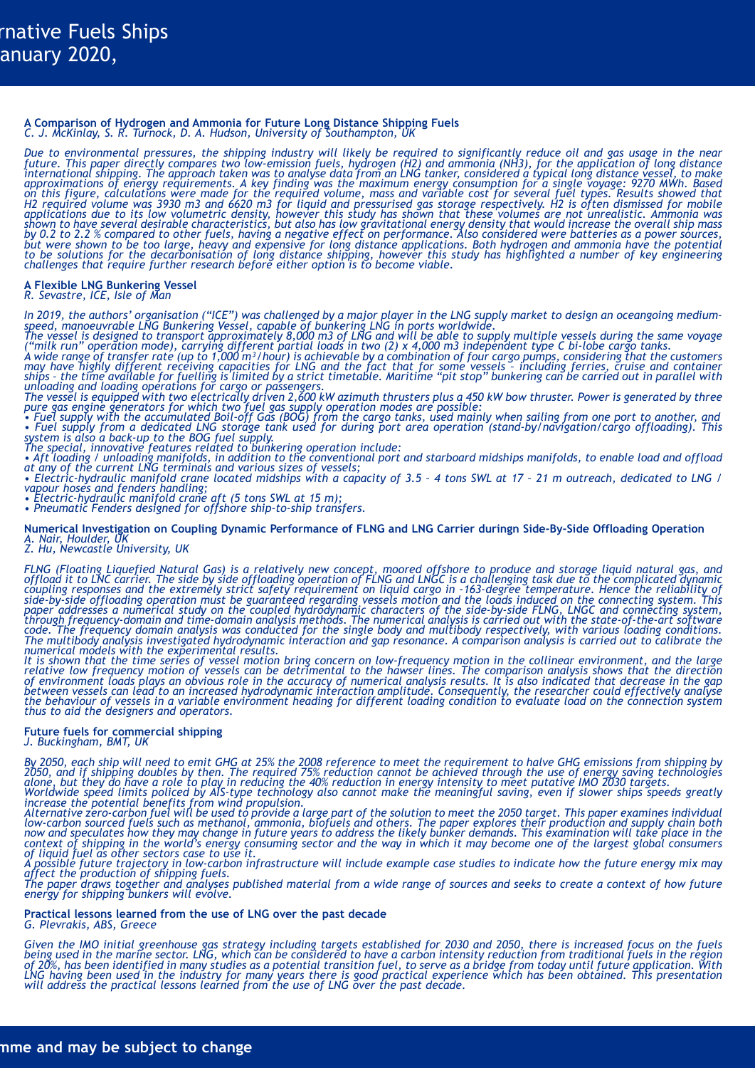**A Comparison of Hydrogen and Ammonia for Future Long Distance Shipping Fuels**
*C. J. McKinlay, S. R. Turnock, D. A. Hudson, University of Southampton, UK*

*Due to environmental pressures, the shipping industry will likely be required to significantly reduce oil and gas usage in the near future. This paper directly compares two low-emission fuels, hydrogen ($H_2$) and ammonia ($NH_3$), for the application of long distance international shipping. The approach taken was to analyse data from an LNG tanker, considered a typical long distance vessel, to make approximations of energy requirements. A key finding was the maximum energy consumption for a single voyage: 9270 MWh. Based on this figure, calculations were made for the required volume, mass and variable cost for several fuel types. Results showed that $H_2$ required volume was 3930 m3 and 6620 m3 for liquid and pressurised gas storage respectively. $H_2$ is often dismissed for mobile applications due to its low volumetric density, however this study has shown that these volumes are not unrealistic. Ammonia was shown to have several desirable characteristics, but also has low gravitational energy density that would increase the overall ship mass by 0.2 to 2.2 % compared to other fuels, having a negative effect on performance. Also considered were batteries as a power sources, but were shown to be too large, heavy and expensive for long distance applications. Both hydrogen and ammonia have the potential to be solutions for the decarbonisation of long distance shipping, however this study has highlighted a number of key engineering challenges that require further research before either option is to become viable.*

**A Flexible LNG Bunkering Vessel**
*R. Sevastre, ICE, Isle of Man*

*In 2019, the authors' organisation ("ICE") was challenged by a major player in the LNG supply market to design an oceangoing medium-speed, manoeuvrable LNG Bunkering Vessel, capable of bunkering LNG in ports worldwide.*
*The vessel is designed to transport approximately 8,000 m3 of LNG and will be able to supply multiple vessels during the same voyage ("milk run" operation mode), carrying different partial loads in two (2) x 4,000 m3 independent type C bi-lobe cargo tanks.*
*A wide range of transfer rate (up to 1,000 m³/hour) is achievable by a combination of four cargo pumps, considering that the customers may have highly different receiving capacities for LNG and the fact that for some vessels – including ferries, cruise and container ships – the time available for fuelling is limited by a strict timetable. Maritime "pit stop" bunkering can be carried out in parallel with unloading and loading operations for cargo or passengers.*
*The vessel is equipped with two electrically driven 2,600 kW azimuth thrusters plus a 450 kW bow thruster. Power is generated by three pure gas engine generators for which two fuel gas supply operation modes are possible:*
- *Fuel supply with the accumulated Boil-off Gas (BOG) from the cargo tanks, used mainly when sailing from one port to another, and*
- *Fuel supply from a dedicated LNG storage tank used for during port area operation (stand-by/navigation/cargo offloading). This system is also a back-up to the BOG fuel supply.*

*The special, innovative features related to bunkering operation include:*
- *Aft loading / unloading manifolds, in addition to the conventional port and starboard midships manifolds, to enable load and offload at any of the current LNG terminals and various sizes of vessels;*
- *Electric-hydraulic manifold crane located midships with a capacity of 3.5 – 4 tons SWL at 17 – 21 m outreach, dedicated to LNG / vapour hoses and fenders handling;*
- *Electric-hydraulic manifold crane aft (5 tons SWL at 15 m);*
- *Pneumatic Fenders designed for offshore ship-to-ship transfers.*

**Numerical Investigation on Coupling Dynamic Performance of FLNG and LNG Carrier duringn Side-By-Side Offloading Operation**
*A. Nair, Houlder, UK*
*Z. Hu, Newcastle University, UK*

*FLNG (Floating Liquefied Natural Gas) is a relatively new concept, moored offshore to produce and storage liquid natural gas, and offload it to LNC carrier. The side by side offloading operation of FLNG and LNGC is a challenging task due to the complicated dynamic coupling responses and the extremely strict safety requirement on liquid cargo in -163-degree temperature. Hence the reliability of side-by-side offloading operation must be guaranteed regarding vessels motion and the loads induced on the connecting system. This paper addresses a numerical study on the coupled hydrodynamic characters of the side-by-side FLNG, LNGC and connecting system, through frequency-domain and time-domain analysis methods. The numerical analysis is carried out with the state-of-the-art software code. The frequency domain analysis was conducted for the single body and multibody respectively, with various loading conditions. The multibody analysis investigated hydrodynamic interaction and gap resonance. A comparison analysis is carried out to calibrate the numerical models with the experimental results.*
*It is shown that the time series of vessel motion bring concern on low-frequency motion in the collinear environment, and the large relative low frequency motion of vessels can be detrimental to the hawser lines. The comparison analysis shows that the direction of environment loads plays an obvious role in the accuracy of numerical analysis results. It is also indicated that decrease in the gap between vessels can lead to an increased hydrodynamic interaction amplitude. Consequently, the researcher could effectively analyse the behaviour of vessels in a variable environment heading for different loading condition to evaluate load on the connection system thus to aid the designers and operators.*

**Future fuels for commercial shipping**
*J. Buckingham, BMT, UK*

*By 2050, each ship will need to emit GHG at 25% the 2008 reference to meet the requirement to halve GHG emissions from shipping by 2050, and if shipping doubles by then. The required 75% reduction cannot be achieved through the use of energy saving technologies alone, but they do have a role to play in reducing the 40% reduction in energy intensity to meet putative IMO 2030 targets.*
*Worldwide speed limits policed by AIS-type technology also cannot make the meaningful saving, even if slower ships speeds greatly increase the potential benefits from wind propulsion.*
*Alternative zero-carbon fuel will be used to provide a large part of the solution to meet the 2050 target. This paper examines individual low-carbon sourced fuels such as methanol, ammonia, biofuels and others. The paper explores their production and supply chain both now and speculates how they may change in future years to address the likely bunker demands. This examination will take place in the context of shipping in the world's energy consuming sector and the way in which it may become one of the largest global consumers of liquid fuel as other sectors case to use it.*
*A possible future trajectory in low-carbon infrastructure will include example case studies to indicate how the future energy mix may affect the production of shipping fuels.*
*The paper draws together and analyses published material from a wide range of sources and seeks to create a context of how future energy for shipping bunkers will evolve.*

**Practical lessons learned from the use of LNG over the past decade**
*G. Plevrakis, ABS, Greece*

*Given the IMO initial greenhouse gas strategy including targets established for 2030 and 2050, there is increased focus on the fuels being used in the marine sector. LNG, which can be considered to have a carbon intensity reduction from traditional fuels in the region of 20%, has been identified in many studies as a potential transition fuel, to serve as a bridge from today until future application. With LNG having been used in the industry for many years there is good practical experience which has been obtained. This presentation will address the practical lessons learned from the use of LNG over the past decade.*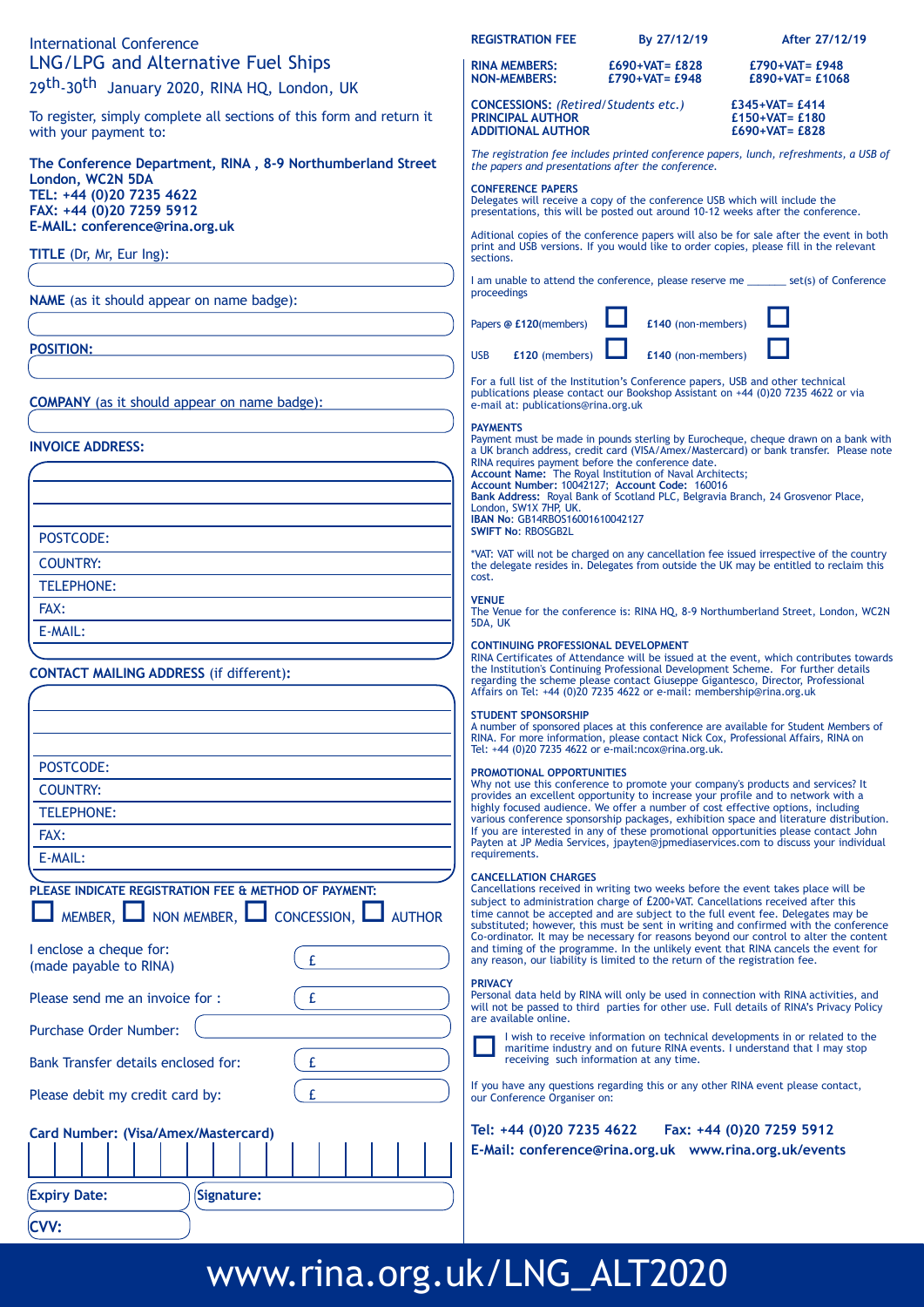International Conference

# LNG/LPG and Alternative Fuel Ships

29th-30th January 2020, RINA HQ, London, UK

To register, simply complete all sections of this form and return it with your payment to:

**The Conference Department, RINA , 8-9 Northumberland Street London, WC2N 5DA**
**TEL: +44 (0)20 7235 4622**
**FAX: +44 (0)20 7259 5912**
**E-MAIL: conference@rina.org.uk**

**TITLE** (Dr, Mr, Eur Ing):

**NAME** (as it should appear on name badge):

**POSITION:**

**COMPANY** (as it should appear on name badge):

**INVOICE ADDRESS:**

POSTCODE:
COUNTRY:
TELEPHONE:
FAX:
E-MAIL:

**CONTACT MAILING ADDRESS** (if different)**:**

POSTCODE:
COUNTRY:
TELEPHONE:
FAX:
E-MAIL:

**PLEASE INDICATE REGISTRATION FEE & METHOD OF PAYMENT:**

☐ MEMBER, ☐ NON MEMBER, ☐ CONCESSION, ☐ AUTHOR

I enclose a cheque for: (made payable to RINA) £

Please send me an invoice for : £

Purchase Order Number:

Bank Transfer details enclosed for: £

Please debit my credit card by: £

**Card Number: (Visa/Amex/Mastercard)**

**Expiry Date:** **Signature:**

**CVV:**

| REGISTRATION FEE | By 27/12/19 | After 27/12/19 |
|---|---|---|
| RINA MEMBERS: | £690+VAT= £828 | £790+VAT= £948 |
| NON-MEMBERS: | £790+VAT= £948 | £890+VAT= £1068 |

| | |
|---|---|
| **CONCESSIONS:** *(Retired/Students etc.)* | £345+VAT= £414 |
| **PRINCIPAL AUTHOR** | £150+VAT= £180 |
| **ADDITIONAL AUTHOR** | £690+VAT= £828 |

*The registration fee includes printed conference papers, lunch, refreshments, a USB of the papers and presentations after the conference.*

**CONFERENCE PAPERS**
Delegates will receive a copy of the conference USB which will include the presentations, this will be posted out around 10-12 weeks after the conference.

Aditional copies of the conference papers will also be for sale after the event in both print and USB versions. If you would like to order copies, please fill in the relevant sections.

I am unable to attend the conference, please reserve me _______ set(s) of Conference proceedings

Papers @ **£120**(members) ☐ **£140** (non-members) ☐

USB **£120** (members) ☐ **£140** (non-members) ☐

For a full list of the Institution's Conference papers, USB and other technical publications please contact our Bookshop Assistant on +44 (0)20 7235 4622 or via e-mail at: publications@rina.org.uk

**PAYMENTS**
Payment must be made in pounds sterling by Eurocheque, cheque drawn on a bank with a UK branch address, credit card (VISA/Amex/Mastercard) or bank transfer. Please note RINA requires payment before the conference date.
**Account Name:** The Royal Institution of Naval Architects;
**Account Number:** 10042127; **Account Code:** 160016
**Bank Address:** Royal Bank of Scotland PLC, Belgravia Branch, 24 Grosvenor Place, London, SW1X 7HP, UK.
**IBAN No**: GB14RBOS16001610042127
**SWIFT No**: RBOSGB2L

*VAT: VAT will not be charged on any cancellation fee issued irrespective of the country the delegate resides in. Delegates from outside the UK may be entitled to reclaim this cost.

**VENUE**
The Venue for the conference is: RINA HQ, 8-9 Northumberland Street, London, WC2N 5DA, UK

**CONTINUING PROFESSIONAL DEVELOPMENT**
RINA Certificates of Attendance will be issued at the event, which contributes towards the Institution's Continuing Professional Development Scheme. For further details regarding the scheme please contact Giuseppe Gigantesco, Director, Professional Affairs on Tel: +44 (0)20 7235 4622 or e-mail: membership@rina.org.uk

**STUDENT SPONSORSHIP**
A number of sponsored places at this conference are available for Student Members of RINA. For more information, please contact Nick Cox, Professional Affairs, RINA on Tel: +44 (0)20 7235 4622 or e-mail:ncox@rina.org.uk.

**PROMOTIONAL OPPORTUNITIES**
Why not use this conference to promote your company's products and services? It provides an excellent opportunity to increase your profile and to network with a highly focused audience. We offer a number of cost effective options, including various conference sponsorship packages, exhibition space and literature distribution. If you are interested in any of these promotional opportunities please contact John Payten at JP Media Services, jpayten@jpmediaservices.com to discuss your individual requirements.

**CANCELLATION CHARGES**
Cancellations received in writing two weeks before the event takes place will be subject to administration charge of £200+VAT. Cancellations received after this time cannot be accepted and are subject to the full event fee. Delegates may be substituted; however, this must be sent in writing and confirmed with the conference Co-ordinator. It may be necessary for reasons beyond our control to alter the content and timing of the programme. In the unlikely event that RINA cancels the event for any reason, our liability is limited to the return of the registration fee.

**PRIVACY**
Personal data held by RINA will only be used in connection with RINA activities, and will not be passed to third parties for other use. Full details of RINA's Privacy Policy are available online.

☐ I wish to receive information on technical developments in or related to the maritime industry and on future RINA events. I understand that I may stop receiving such information at any time.

If you have any questions regarding this or any other RINA event please contact, our Conference Organiser on:

**Tel: +44 (0)20 7235 4622 Fax: +44 (0)20 7259 5912**
**E-Mail: conference@rina.org.uk www.rina.org.uk/events**

www.rina.org.uk/LNG_ALT2020